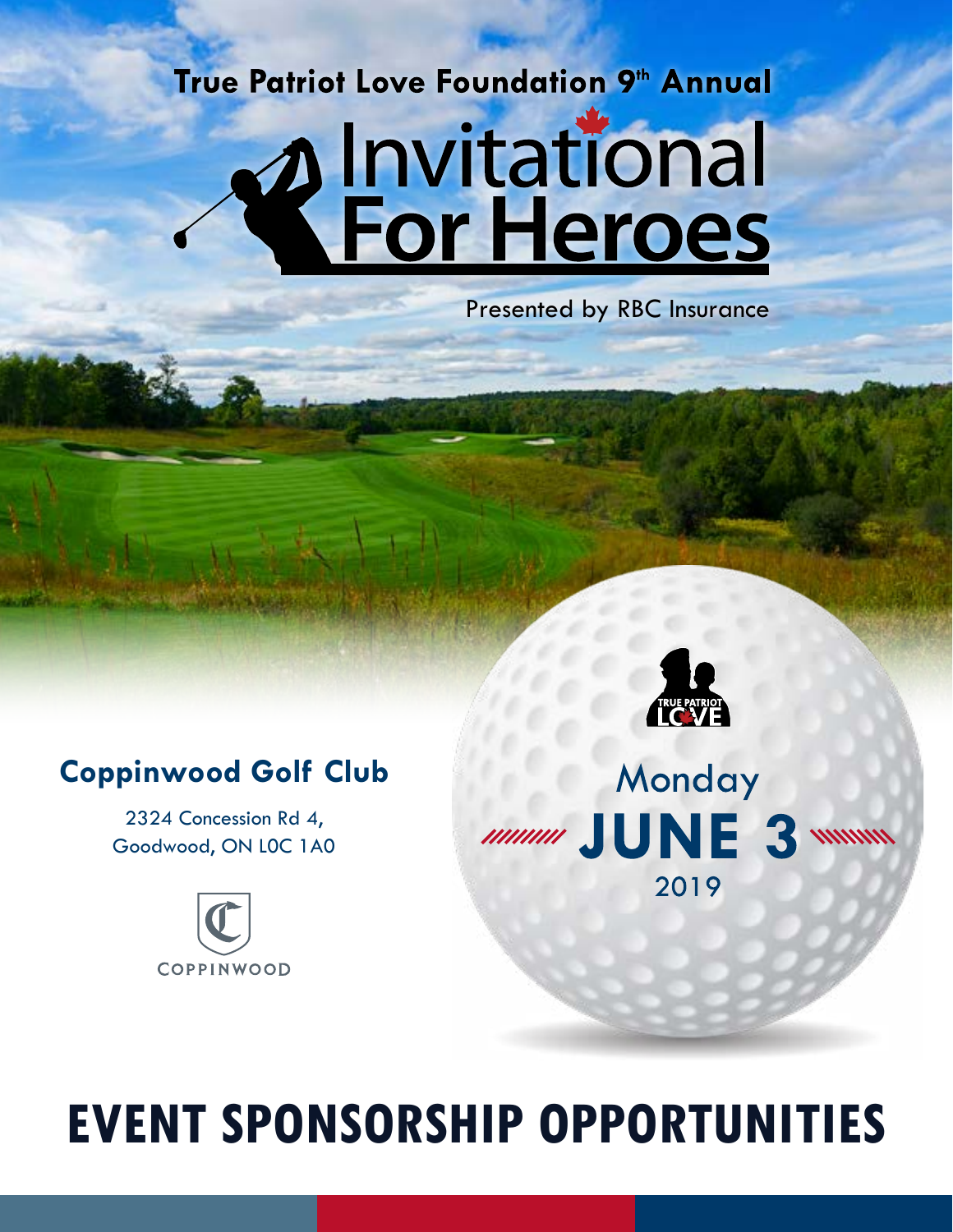True Patriot Love Foundation 9th Annual

# Invitational For Heroes

Presented by RBC Insurance

## Coppinwood Golf Club

2324 Concession Rd 4,
Goodwood, ON L0C 1A0

COPPINWOOD

TRUE PATRIOT LOVE

Monday
**JUNE 3**
2019

# EVENT SPONSORSHIP OPPORTUNITIES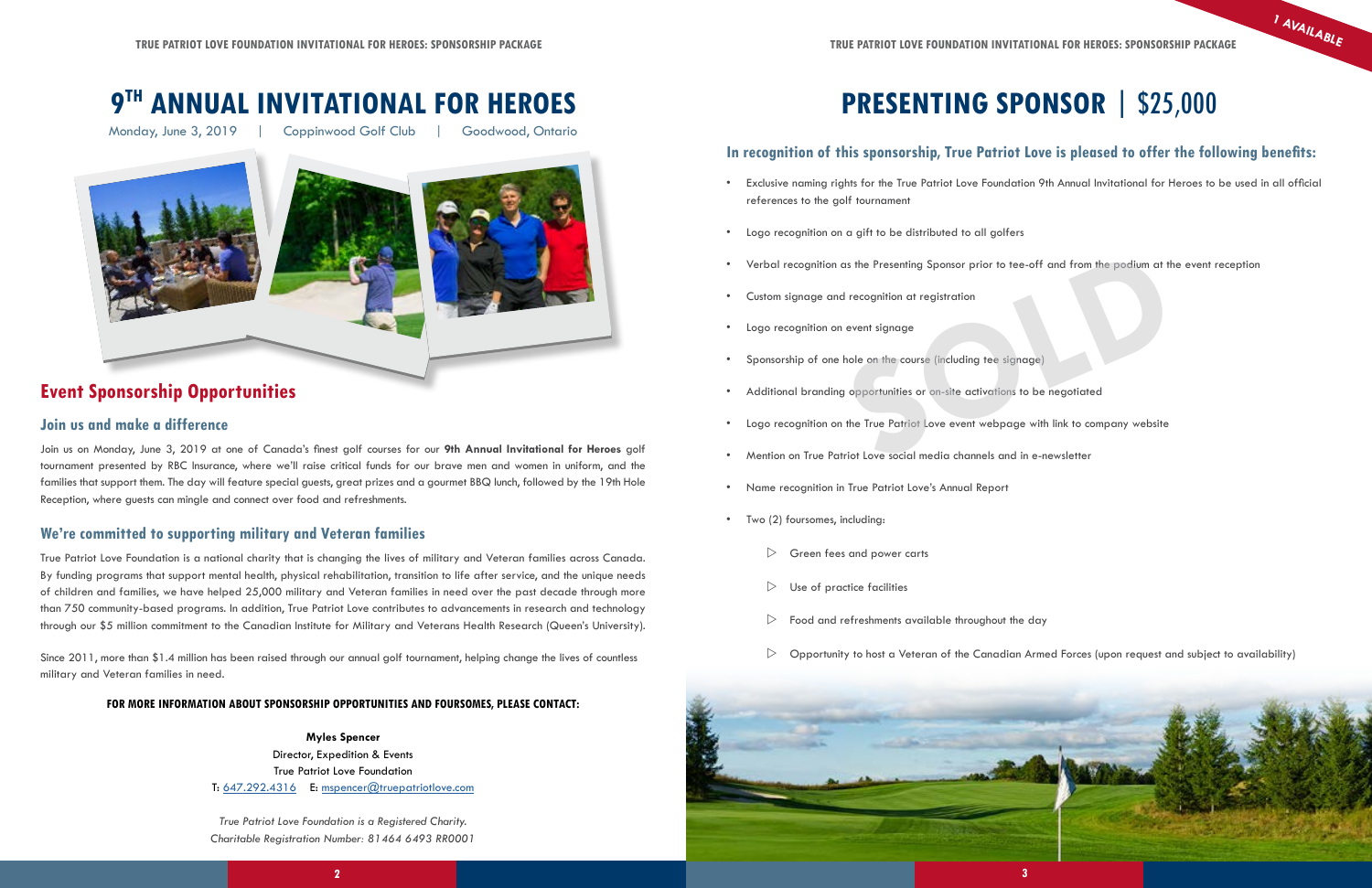# 9TH ANNUAL INVITATIONAL FOR HEROES

Monday, June 3, 2019 | Coppinwood Golf Club | Goodwood, Ontario

## Event Sponsorship Opportunities

### Join us and make a difference

Join us on Monday, June 3, 2019 at one of Canada's finest golf courses for our **9th Annual Invitational for Heroes** golf tournament presented by RBC Insurance, where we'll raise critical funds for our brave men and women in uniform, and the families that support them. The day will feature special guests, great prizes and a gourmet BBQ lunch, followed by the 19th Hole Reception, where guests can mingle and connect over food and refreshments.

### We're committed to supporting military and Veteran families

True Patriot Love Foundation is a national charity that is changing the lives of military and Veteran families across Canada. By funding programs that support mental health, physical rehabilitation, transition to life after service, and the unique needs of children and families, we have helped 25,000 military and Veteran families in need over the past decade through more than 750 community-based programs. In addition, True Patriot Love contributes to advancements in research and technology through our $5 million commitment to the Canadian Institute for Military and Veterans Health Research (Queen's University).

Since 2011, more than $1.4 million has been raised through our annual golf tournament, helping change the lives of countless military and Veteran families in need.

**FOR MORE INFORMATION ABOUT SPONSORSHIP OPPORTUNITIES AND FOURSOMES, PLEASE CONTACT:**

**Myles Spencer**
Director, Expedition & Events
True Patriot Love Foundation
T: 647.292.4316 E: mspencer@truepatriotlove.com

*True Patriot Love Foundation is a Registered Charity.*
*Charitable Registration Number: 81464 6493 RR0001*

1 AVAILABLE

# PRESENTING SPONSOR | $25,000

SOLD

### In recognition of this sponsorship, True Patriot Love is pleased to offer the following benefits:

- Exclusive naming rights for the True Patriot Love Foundation 9th Annual Invitational for Heroes to be used in all official references to the golf tournament
- Logo recognition on a gift to be distributed to all golfers
- Verbal recognition as the Presenting Sponsor prior to tee-off and from the podium at the event reception
- Custom signage and recognition at registration
- Logo recognition on event signage
- Sponsorship of one hole on the course (including tee signage)
- Additional branding opportunities or on-site activations to be negotiated
- Logo recognition on the True Patriot Love event webpage with link to company website
- Mention on True Patriot Love social media channels and in e-newsletter
- Name recognition in True Patriot Love's Annual Report
- Two (2) foursomes, including:
  - Green fees and power carts
  - Use of practice facilities
  - Food and refreshments available throughout the day
  - Opportunity to host a Veteran of the Canadian Armed Forces (upon request and subject to availability)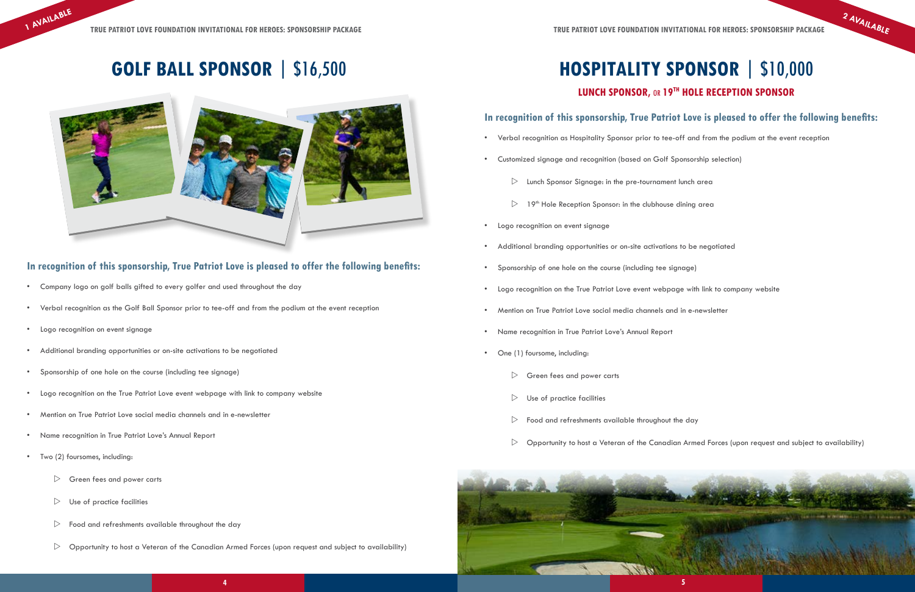1 AVAILABLE

# GOLF BALL SPONSOR | $16,500

### In recognition of this sponsorship, True Patriot Love is pleased to offer the following benefits:

- Company logo on golf balls gifted to every golfer and used throughout the day
- Verbal recognition as the Golf Ball Sponsor prior to tee-off and from the podium at the event reception
- Logo recognition on event signage
- Additional branding opportunities or on-site activations to be negotiated
- Sponsorship of one hole on the course (including tee signage)
- Logo recognition on the True Patriot Love event webpage with link to company website
- Mention on True Patriot Love social media channels and in e-newsletter
- Name recognition in True Patriot Love's Annual Report
- Two (2) foursomes, including:
  - Green fees and power carts
  - Use of practice facilities
  - Food and refreshments available throughout the day
  - Opportunity to host a Veteran of the Canadian Armed Forces (upon request and subject to availability)

2 AVAILABLE

# HOSPITALITY SPONSOR | $10,000

## LUNCH SPONSOR, OR 19TH HOLE RECEPTION SPONSOR

### In recognition of this sponsorship, True Patriot Love is pleased to offer the following benefits:

- Verbal recognition as Hospitality Sponsor prior to tee-off and from the podium at the event reception
- Customized signage and recognition (based on Golf Sponsorship selection)
  - Lunch Sponsor Signage: in the pre-tournament lunch area
  - 19th Hole Reception Sponsor: in the clubhouse dining area
- Logo recognition on event signage
- Additional branding opportunities or on-site activations to be negotiated
- Sponsorship of one hole on the course (including tee signage)
- Logo recognition on the True Patriot Love event webpage with link to company website
- Mention on True Patriot Love social media channels and in e-newsletter
- Name recognition in True Patriot Love's Annual Report
- One (1) foursome, including:
  - Green fees and power carts
  - Use of practice facilities
  - Food and refreshments available throughout the day
  - Opportunity to host a Veteran of the Canadian Armed Forces (upon request and subject to availability)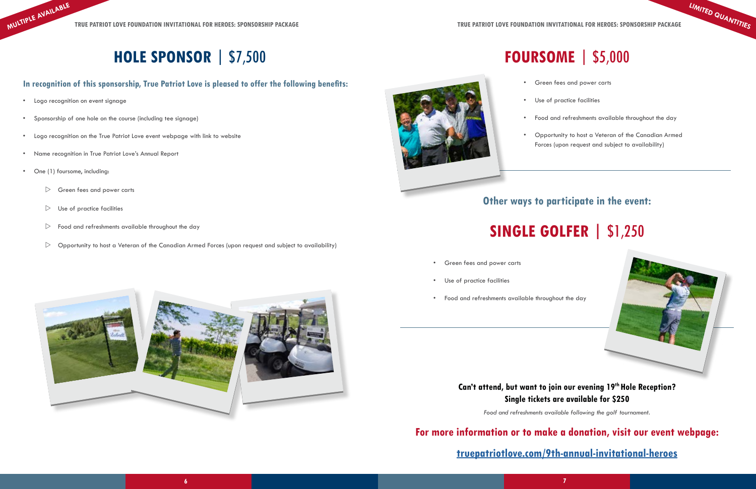MULTIPLE AVAILABLE

# HOLE SPONSOR | $7,500

**In recognition of this sponsorship, True Patriot Love is pleased to offer the following benefits:**

- Logo recognition on event signage
- Sponsorship of one hole on the course (including tee signage)
- Logo recognition on the True Patriot Love event webpage with link to website
- Name recognition in True Patriot Love's Annual Report
- One (1) foursome, including:
  - Green fees and power carts
  - Use of practice facilities
  - Food and refreshments available throughout the day
  - Opportunity to host a Veteran of the Canadian Armed Forces (upon request and subject to availability)

LIMITED QUANTITIES

# FOURSOME | $5,000

- Green fees and power carts
- Use of practice facilities
- Food and refreshments available throughout the day
- Opportunity to host a Veteran of the Canadian Armed Forces (upon request and subject to availability)

## Other ways to participate in the event:

# SINGLE GOLFER | $1,250

- Green fees and power carts
- Use of practice facilities
- Food and refreshments available throughout the day

**Can't attend, but want to join our evening 19th Hole Reception? Single tickets are available for $250**

*Food and refreshments available following the golf tournament.*

**For more information or to make a donation, visit our event webpage:**

**truepatriotlove.com/9th-annual-invitational-heroes**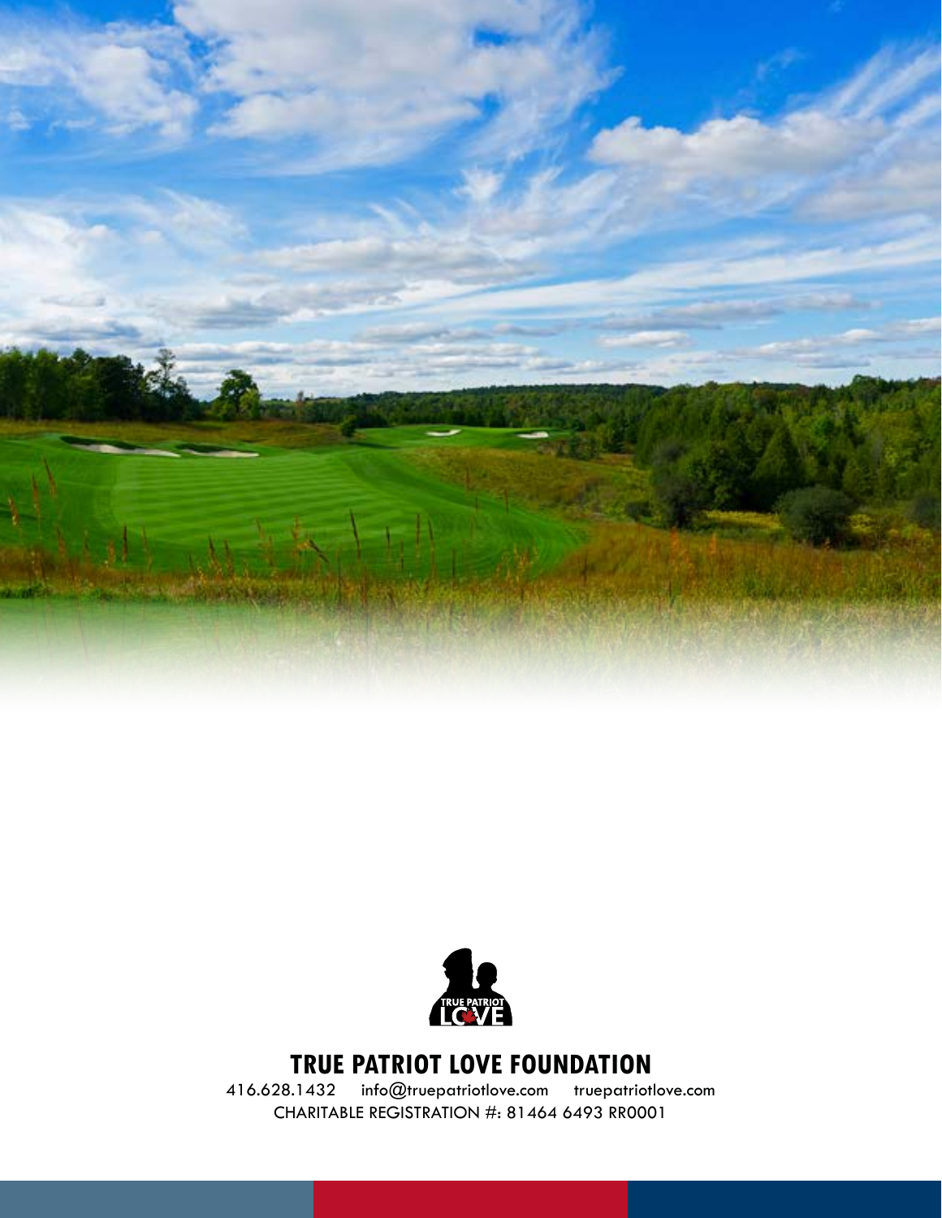## TRUE PATRIOT LOVE FOUNDATION

416.628.1432 info@truepatriotlove.com truepatriotlove.com

CHARITABLE REGISTRATION #: 81464 6493 RR0001